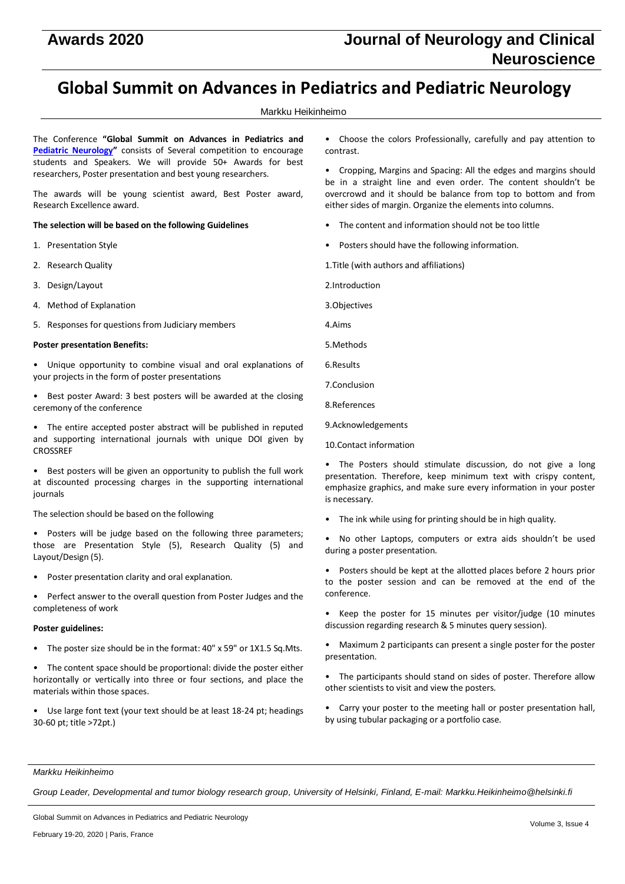# Global Summit on Advances in Pediatrics and Pediatric Neurology

Markku Heikinheimo

The Conference **"Global Summit on Advances in Pediatrics and Pediatric Neurology"** consists of Several competition to encourage students and Speakers. We will provide 50+ Awards for best researchers, Poster presentation and best young researchers.

The awards will be young scientist award, Best Poster award, Research Excellence award.

**The selection will be based on the following Guidelines**

1. Presentation Style
2. Research Quality
3. Design/Layout
4. Method of Explanation
5. Responses for questions from Judiciary members

**Poster presentation Benefits:**

- Unique opportunity to combine visual and oral explanations of your projects in the form of poster presentations
- Best poster Award: 3 best posters will be awarded at the closing ceremony of the conference
- The entire accepted poster abstract will be published in reputed and supporting international journals with unique DOI given by CROSSREF
- Best posters will be given an opportunity to publish the full work at discounted processing charges in the supporting international journals

The selection should be based on the following

- Posters will be judge based on the following three parameters; those are Presentation Style (5), Research Quality (5) and Layout/Design (5).
- Poster presentation clarity and oral explanation.
- Perfect answer to the overall question from Poster Judges and the completeness of work

**Poster guidelines:**

- The poster size should be in the format: 40" x 59" or 1X1.5 Sq.Mts.
- The content space should be proportional: divide the poster either horizontally or vertically into three or four sections, and place the materials within those spaces.
- Use large font text (your text should be at least 18-24 pt; headings 30-60 pt; title >72pt.)
- Choose the colors Professionally, carefully and pay attention to contrast.
- Cropping, Margins and Spacing: All the edges and margins should be in a straight line and even order. The content shouldn't be overcrowd and it should be balance from top to bottom and from either sides of margin. Organize the elements into columns.
- The content and information should not be too little
- Posters should have the following information.

1.Title (with authors and affiliations)

2.Introduction

3.Objectives

4.Aims

5.Methods

6.Results

7.Conclusion

8.References

9.Acknowledgements

10.Contact information

- The Posters should stimulate discussion, do not give a long presentation. Therefore, keep minimum text with crispy content, emphasize graphics, and make sure every information in your poster is necessary.
- The ink while using for printing should be in high quality.
- No other Laptops, computers or extra aids shouldn't be used during a poster presentation.
- Posters should be kept at the allotted places before 2 hours prior to the poster session and can be removed at the end of the conference.
- Keep the poster for 15 minutes per visitor/judge (10 minutes discussion regarding research & 5 minutes query session).
- Maximum 2 participants can present a single poster for the poster presentation.
- The participants should stand on sides of poster. Therefore allow other scientists to visit and view the posters.
- Carry your poster to the meeting hall or poster presentation hall, by using tubular packaging or a portfolio case.

*Markku Heikinheimo*

*Group Leader, Developmental and tumor biology research group, University of Helsinki, Finland, E-mail: Markku.Heikinheimo@helsinki.fi*

Global Summit on Advances in Pediatrics and Pediatric Neurology

February 19-20, 2020 | Paris, France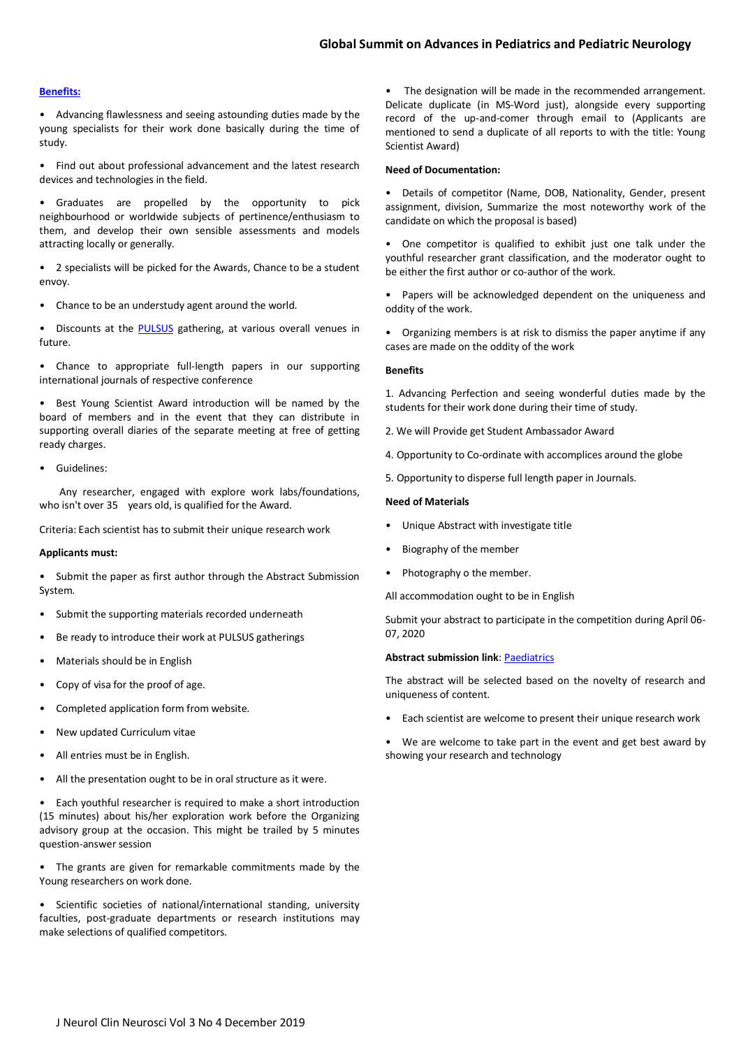**Benefits:**

- Advancing flawlessness and seeing astounding duties made by the young specialists for their work done basically during the time of study.
- Find out about professional advancement and the latest research devices and technologies in the field.
- Graduates are propelled by the opportunity to pick neighbourhood or worldwide subjects of pertinence/enthusiasm to them, and develop their own sensible assessments and models attracting locally or generally.
- 2 specialists will be picked for the Awards, Chance to be a student envoy.
- Chance to be an understudy agent around the world.
- Discounts at the PULSUS gathering, at various overall venues in future.
- Chance to appropriate full-length papers in our supporting international journals of respective conference
- Best Young Scientist Award introduction will be named by the board of members and in the event that they can distribute in supporting overall diaries of the separate meeting at free of getting ready charges.
- Guidelines:

Any researcher, engaged with explore work labs/foundations, who isn't over 35 years old, is qualified for the Award.

Criteria: Each scientist has to submit their unique research work

**Applicants must:**

- Submit the paper as first author through the Abstract Submission System.
- Submit the supporting materials recorded underneath
- Be ready to introduce their work at PULSUS gatherings
- Materials should be in English
- Copy of visa for the proof of age.
- Completed application form from website.
- New updated Curriculum vitae
- All entries must be in English.
- All the presentation ought to be in oral structure as it were.
- Each youthful researcher is required to make a short introduction (15 minutes) about his/her exploration work before the Organizing advisory group at the occasion. This might be trailed by 5 minutes question-answer session
- The grants are given for remarkable commitments made by the Young researchers on work done.
- Scientific societies of national/international standing, university faculties, post-graduate departments or research institutions may make selections of qualified competitors.
- The designation will be made in the recommended arrangement. Delicate duplicate (in MS-Word just), alongside every supporting record of the up-and-comer through email to (Applicants are mentioned to send a duplicate of all reports to with the title: Young Scientist Award)

**Need of Documentation:**

- Details of competitor (Name, DOB, Nationality, Gender, present assignment, division, Summarize the most noteworthy work of the candidate on which the proposal is based)
- One competitor is qualified to exhibit just one talk under the youthful researcher grant classification, and the moderator ought to be either the first author or co-author of the work.
- Papers will be acknowledged dependent on the uniqueness and oddity of the work.
- Organizing members is at risk to dismiss the paper anytime if any cases are made on the oddity of the work

**Benefits**

1. Advancing Perfection and seeing wonderful duties made by the students for their work done during their time of study.

2. We will Provide get Student Ambassador Award

4. Opportunity to Co-ordinate with accomplices around the globe

5. Opportunity to disperse full length paper in Journals.

**Need of Materials**

- Unique Abstract with investigate title
- Biography of the member
- Photography o the member.

All accommodation ought to be in English

Submit your abstract to participate in the competition during April 06-07, 2020

**Abstract submission link**: Paediatrics

The abstract will be selected based on the novelty of research and uniqueness of content.

- Each scientist are welcome to present their unique research work
- We are welcome to take part in the event and get best award by showing your research and technology